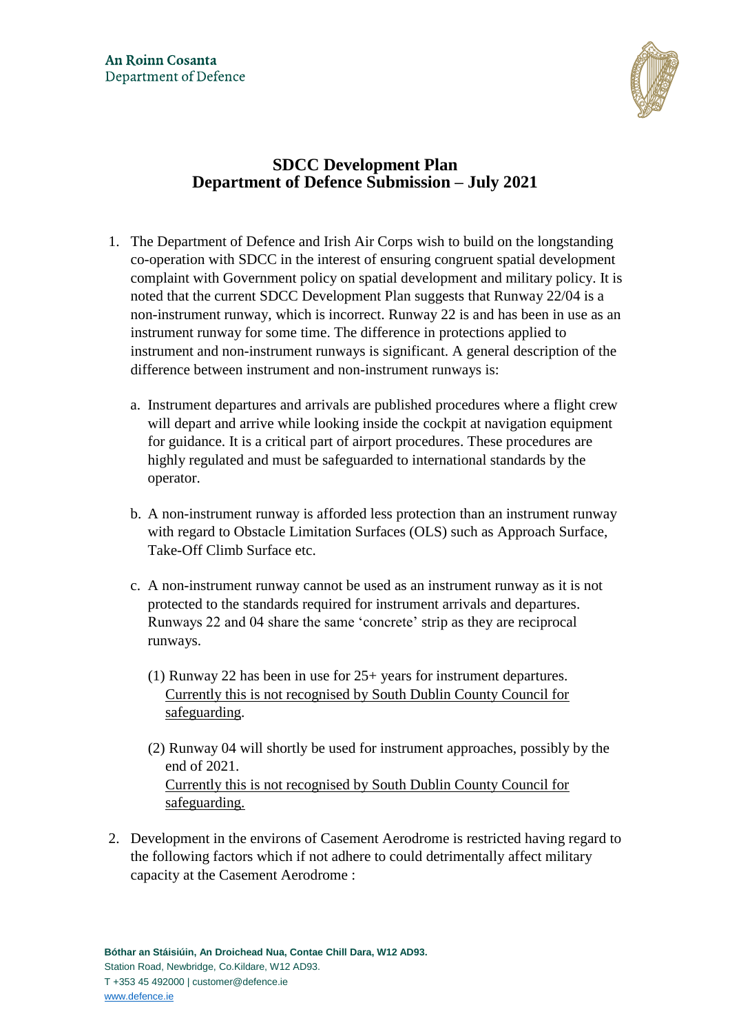An Roinn Cosanta
Department of Defence

# SDCC Development Plan
# Department of Defence Submission – July 2021

1. The Department of Defence and Irish Air Corps wish to build on the longstanding co-operation with SDCC in the interest of ensuring congruent spatial development complaint with Government policy on spatial development and military policy. It is noted that the current SDCC Development Plan suggests that Runway 22/04 is a non-instrument runway, which is incorrect. Runway 22 is and has been in use as an instrument runway for some time. The difference in protections applied to instrument and non-instrument runways is significant. A general description of the difference between instrument and non-instrument runways is:

   a. Instrument departures and arrivals are published procedures where a flight crew will depart and arrive while looking inside the cockpit at navigation equipment for guidance. It is a critical part of airport procedures. These procedures are highly regulated and must be safeguarded to international standards by the operator.

   b. A non-instrument runway is afforded less protection than an instrument runway with regard to Obstacle Limitation Surfaces (OLS) such as Approach Surface, Take-Off Climb Surface etc.

   c. A non-instrument runway cannot be used as an instrument runway as it is not protected to the standards required for instrument arrivals and departures. Runways 22 and 04 share the same 'concrete' strip as they are reciprocal runways.

      (1) Runway 22 has been in use for 25+ years for instrument departures.
      <u>Currently this is not recognised by South Dublin County Council for safeguarding</u>.

      (2) Runway 04 will shortly be used for instrument approaches, possibly by the end of 2021.
      <u>Currently this is not recognised by South Dublin County Council for safeguarding.</u>

2. Development in the environs of Casement Aerodrome is restricted having regard to the following factors which if not adhere to could detrimentally affect military capacity at the Casement Aerodrome :

**Bóthar an Stáisiúin, An Droichead Nua, Contae Chill Dara, W12 AD93.**
Station Road, Newbridge, Co.Kildare, W12 AD93.
T +353 45 492000 | customer@defence.ie
www.defence.ie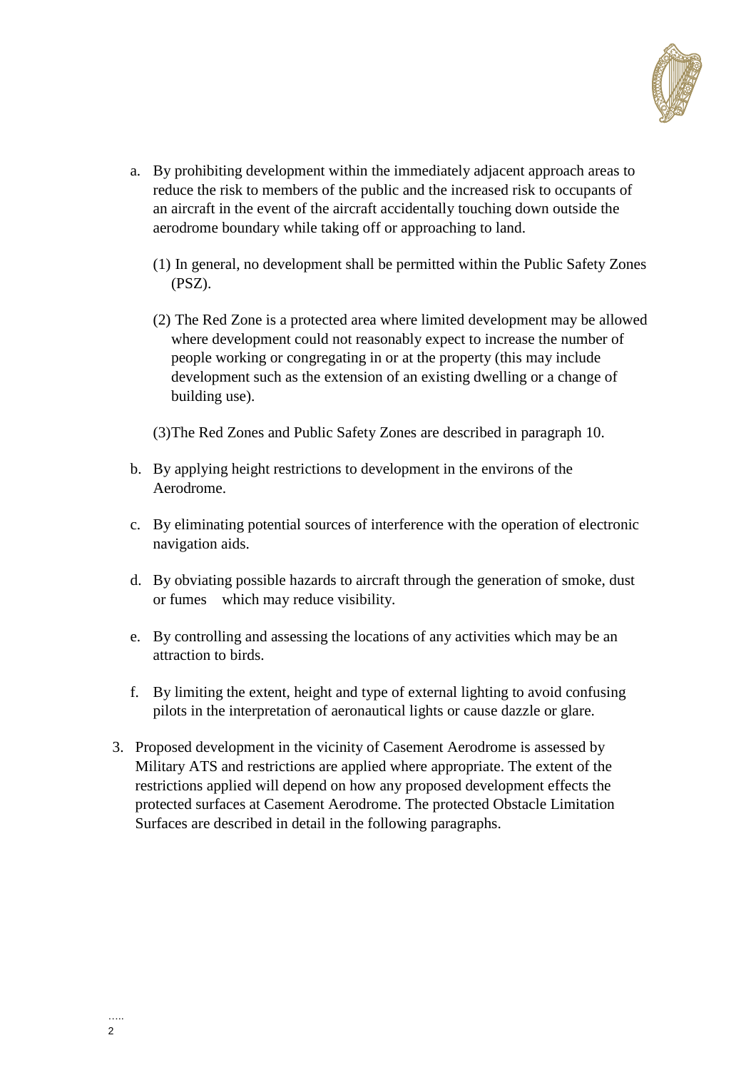a. By prohibiting development within the immediately adjacent approach areas to reduce the risk to members of the public and the increased risk to occupants of an aircraft in the event of the aircraft accidentally touching down outside the aerodrome boundary while taking off or approaching to land.

   (1) In general, no development shall be permitted within the Public Safety Zones (PSZ).

   (2) The Red Zone is a protected area where limited development may be allowed where development could not reasonably expect to increase the number of people working or congregating in or at the property (this may include development such as the extension of an existing dwelling or a change of building use).

   (3)The Red Zones and Public Safety Zones are described in paragraph 10.

b. By applying height restrictions to development in the environs of the Aerodrome.

c. By eliminating potential sources of interference with the operation of electronic navigation aids.

d. By obviating possible hazards to aircraft through the generation of smoke, dust or fumes which may reduce visibility.

e. By controlling and assessing the locations of any activities which may be an attraction to birds.

f. By limiting the extent, height and type of external lighting to avoid confusing pilots in the interpretation of aeronautical lights or cause dazzle or glare.

3. Proposed development in the vicinity of Casement Aerodrome is assessed by Military ATS and restrictions are applied where appropriate. The extent of the restrictions applied will depend on how any proposed development effects the protected surfaces at Casement Aerodrome. The protected Obstacle Limitation Surfaces are described in detail in the following paragraphs.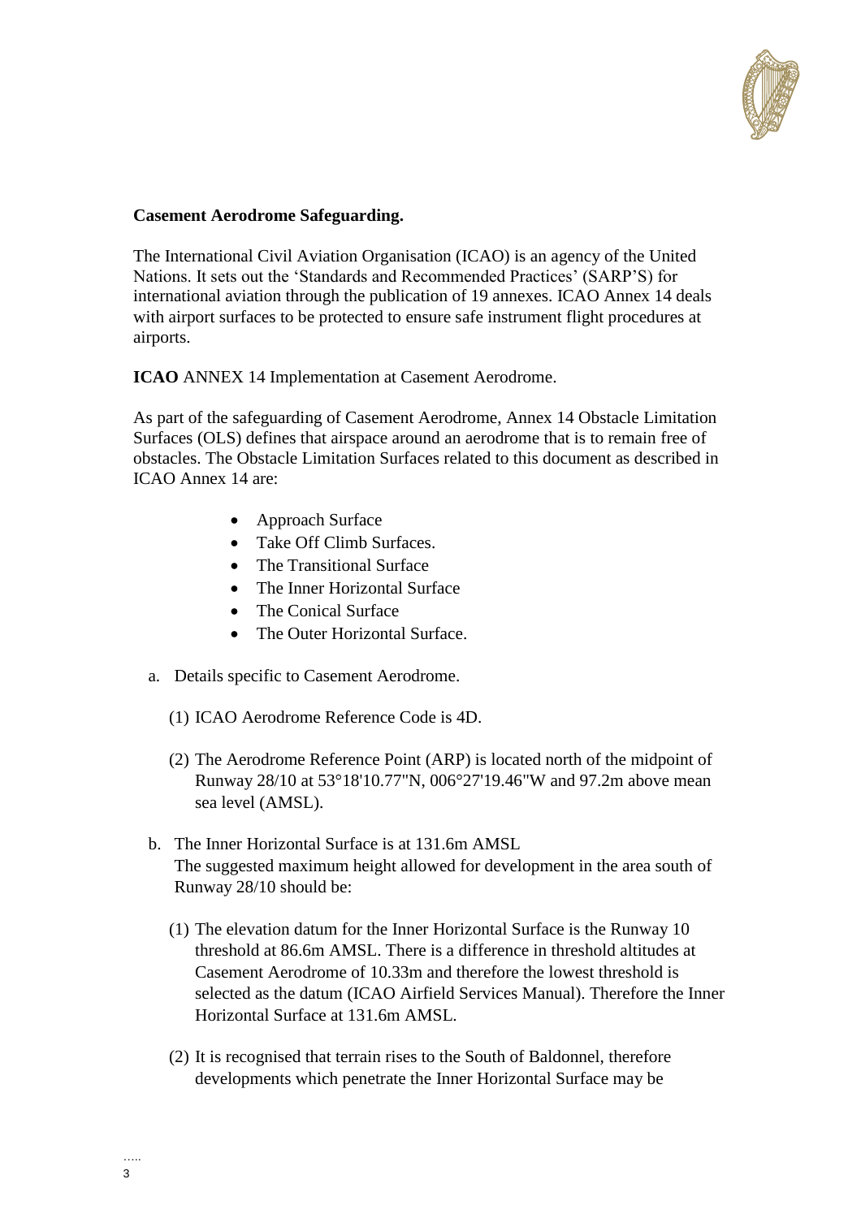**Casement Aerodrome Safeguarding.**

The International Civil Aviation Organisation (ICAO) is an agency of the United Nations. It sets out the 'Standards and Recommended Practices' (SARP'S) for international aviation through the publication of 19 annexes. ICAO Annex 14 deals with airport surfaces to be protected to ensure safe instrument flight procedures at airports.

**ICAO** ANNEX 14 Implementation at Casement Aerodrome.

As part of the safeguarding of Casement Aerodrome, Annex 14 Obstacle Limitation Surfaces (OLS) defines that airspace around an aerodrome that is to remain free of obstacles. The Obstacle Limitation Surfaces related to this document as described in ICAO Annex 14 are:

- Approach Surface
- Take Off Climb Surfaces.
- The Transitional Surface
- The Inner Horizontal Surface
- The Conical Surface
- The Outer Horizontal Surface.

a. Details specific to Casement Aerodrome.

   (1) ICAO Aerodrome Reference Code is 4D.

   (2) The Aerodrome Reference Point (ARP) is located north of the midpoint of Runway 28/10 at 53°18'10.77"N, 006°27'19.46"W and 97.2m above mean sea level (AMSL).

b. The Inner Horizontal Surface is at 131.6m AMSL
   The suggested maximum height allowed for development in the area south of Runway 28/10 should be:

   (1) The elevation datum for the Inner Horizontal Surface is the Runway 10 threshold at 86.6m AMSL. There is a difference in threshold altitudes at Casement Aerodrome of 10.33m and therefore the lowest threshold is selected as the datum (ICAO Airfield Services Manual). Therefore the Inner Horizontal Surface at 131.6m AMSL.

   (2) It is recognised that terrain rises to the South of Baldonnel, therefore developments which penetrate the Inner Horizontal Surface may be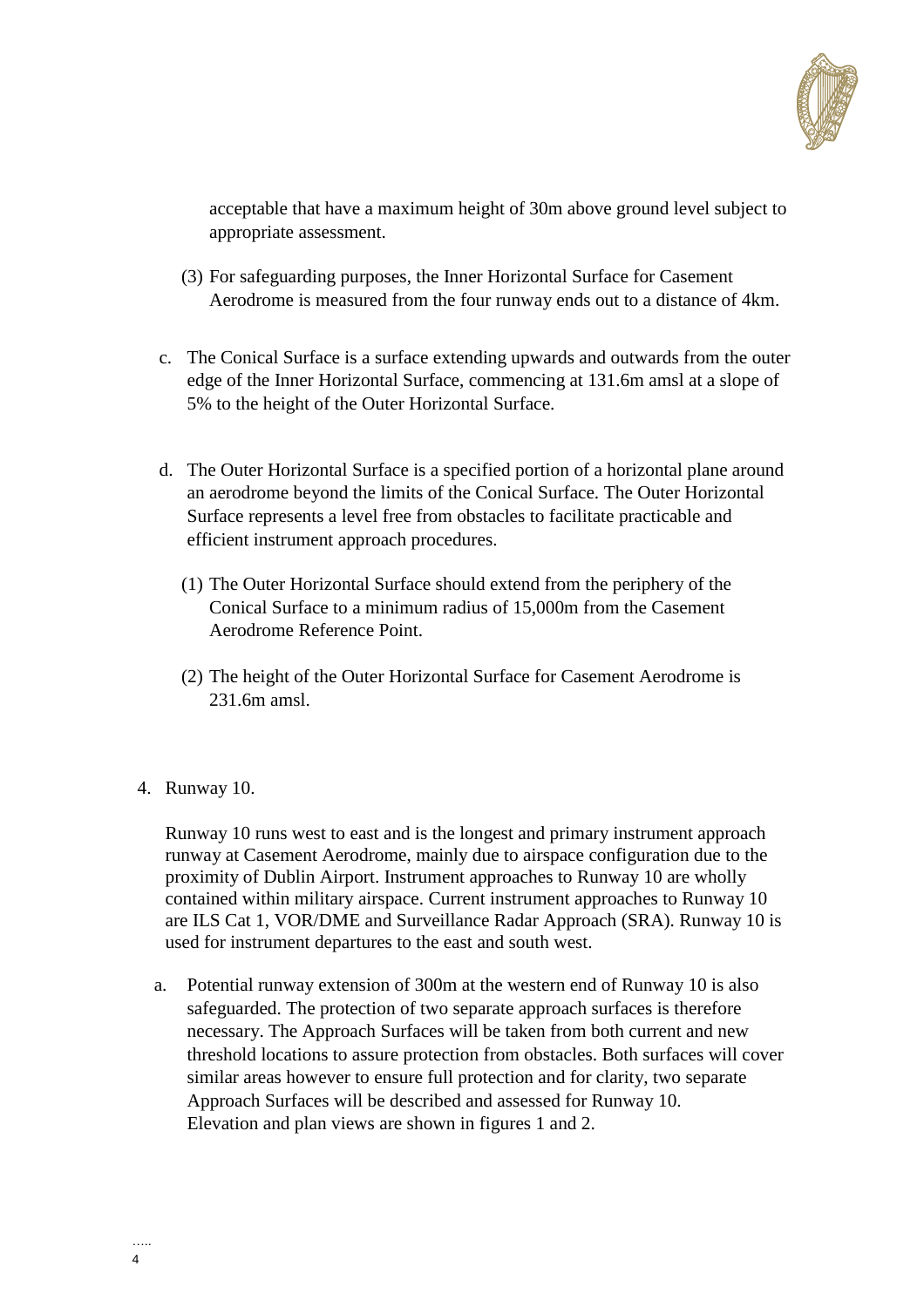acceptable that have a maximum height of 30m above ground level subject to appropriate assessment.

(3) For safeguarding purposes, the Inner Horizontal Surface for Casement Aerodrome is measured from the four runway ends out to a distance of 4km.

c. The Conical Surface is a surface extending upwards and outwards from the outer edge of the Inner Horizontal Surface, commencing at 131.6m amsl at a slope of 5% to the height of the Outer Horizontal Surface.

d. The Outer Horizontal Surface is a specified portion of a horizontal plane around an aerodrome beyond the limits of the Conical Surface. The Outer Horizontal Surface represents a level free from obstacles to facilitate practicable and efficient instrument approach procedures.

(1) The Outer Horizontal Surface should extend from the periphery of the Conical Surface to a minimum radius of 15,000m from the Casement Aerodrome Reference Point.

(2) The height of the Outer Horizontal Surface for Casement Aerodrome is 231.6m amsl.

4. Runway 10.

Runway 10 runs west to east and is the longest and primary instrument approach runway at Casement Aerodrome, mainly due to airspace configuration due to the proximity of Dublin Airport. Instrument approaches to Runway 10 are wholly contained within military airspace. Current instrument approaches to Runway 10 are ILS Cat 1, VOR/DME and Surveillance Radar Approach (SRA). Runway 10 is used for instrument departures to the east and south west.

a. Potential runway extension of 300m at the western end of Runway 10 is also safeguarded. The protection of two separate approach surfaces is therefore necessary. The Approach Surfaces will be taken from both current and new threshold locations to assure protection from obstacles. Both surfaces will cover similar areas however to ensure full protection and for clarity, two separate Approach Surfaces will be described and assessed for Runway 10. Elevation and plan views are shown in figures 1 and 2.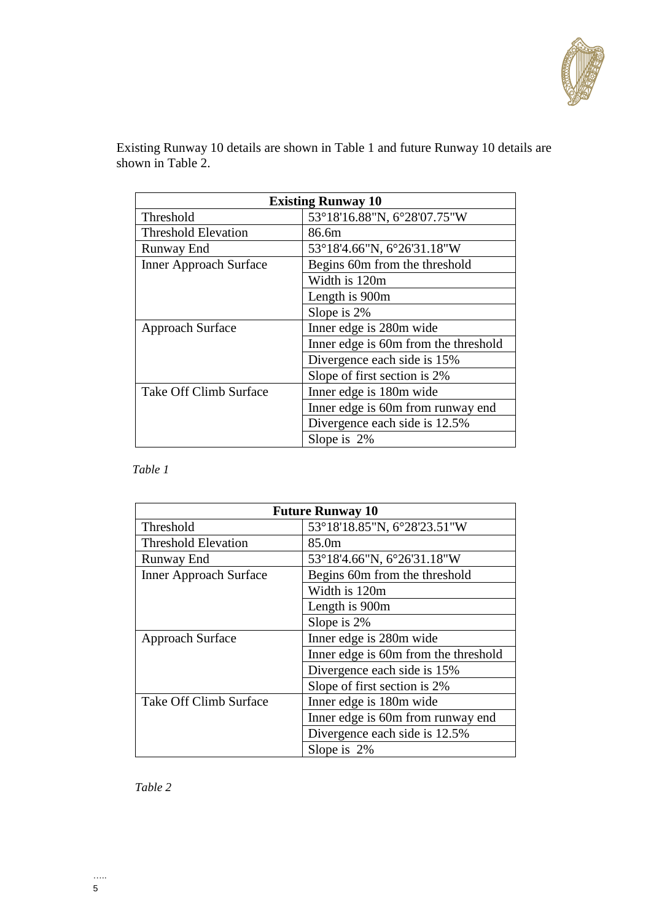Existing Runway 10 details are shown in Table 1 and future Runway 10 details are shown in Table 2.

| **Existing Runway 10** | |
|---|---|
| Threshold | 53°18'16.88"N, 6°28'07.75"W |
| Threshold Elevation | 86.6m |
| Runway End | 53°18'4.66"N, 6°26'31.18"W |
| Inner Approach Surface | Begins 60m from the threshold |
| | Width is 120m |
| | Length is 900m |
| | Slope is 2% |
| Approach Surface | Inner edge is 280m wide |
| | Inner edge is 60m from the threshold |
| | Divergence each side is 15% |
| | Slope of first section is 2% |
| Take Off Climb Surface | Inner edge is 180m wide |
| | Inner edge is 60m from runway end |
| | Divergence each side is 12.5% |
| | Slope is 2% |

*Table 1*

| **Future Runway 10** | |
|---|---|
| Threshold | 53°18'18.85"N, 6°28'23.51"W |
| Threshold Elevation | 85.0m |
| Runway End | 53°18'4.66"N, 6°26'31.18"W |
| Inner Approach Surface | Begins 60m from the threshold |
| | Width is 120m |
| | Length is 900m |
| | Slope is 2% |
| Approach Surface | Inner edge is 280m wide |
| | Inner edge is 60m from the threshold |
| | Divergence each side is 15% |
| | Slope of first section is 2% |
| Take Off Climb Surface | Inner edge is 180m wide |
| | Inner edge is 60m from runway end |
| | Divergence each side is 12.5% |
| | Slope is 2% |

*Table 2*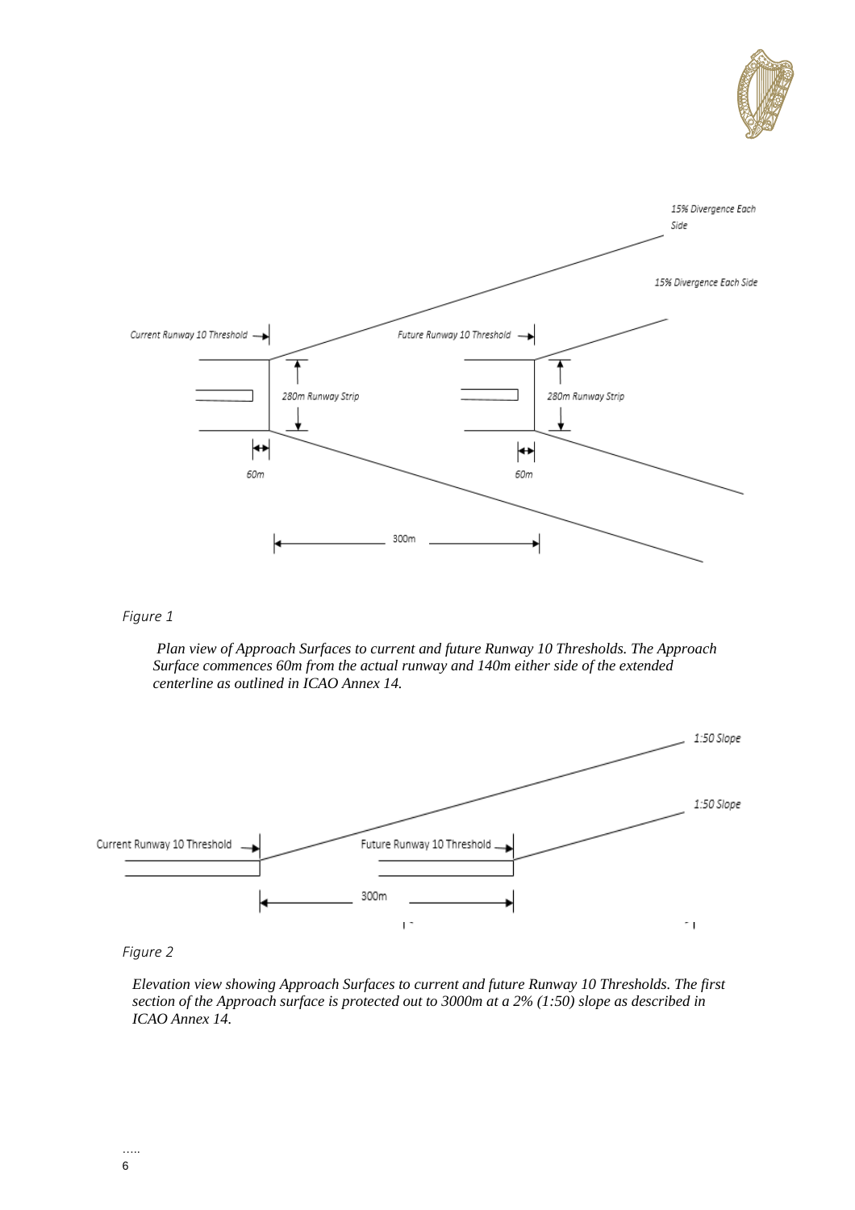*Figure 1*

*Plan view of Approach Surfaces to current and future Runway 10 Thresholds. The Approach Surface commences 60m from the actual runway and 140m either side of the extended centerline as outlined in ICAO Annex 14.*

*Figure 2*

*Elevation view showing Approach Surfaces to current and future Runway 10 Thresholds. The first section of the Approach surface is protected out to 3000m at a 2% (1:50) slope as described in ICAO Annex 14.*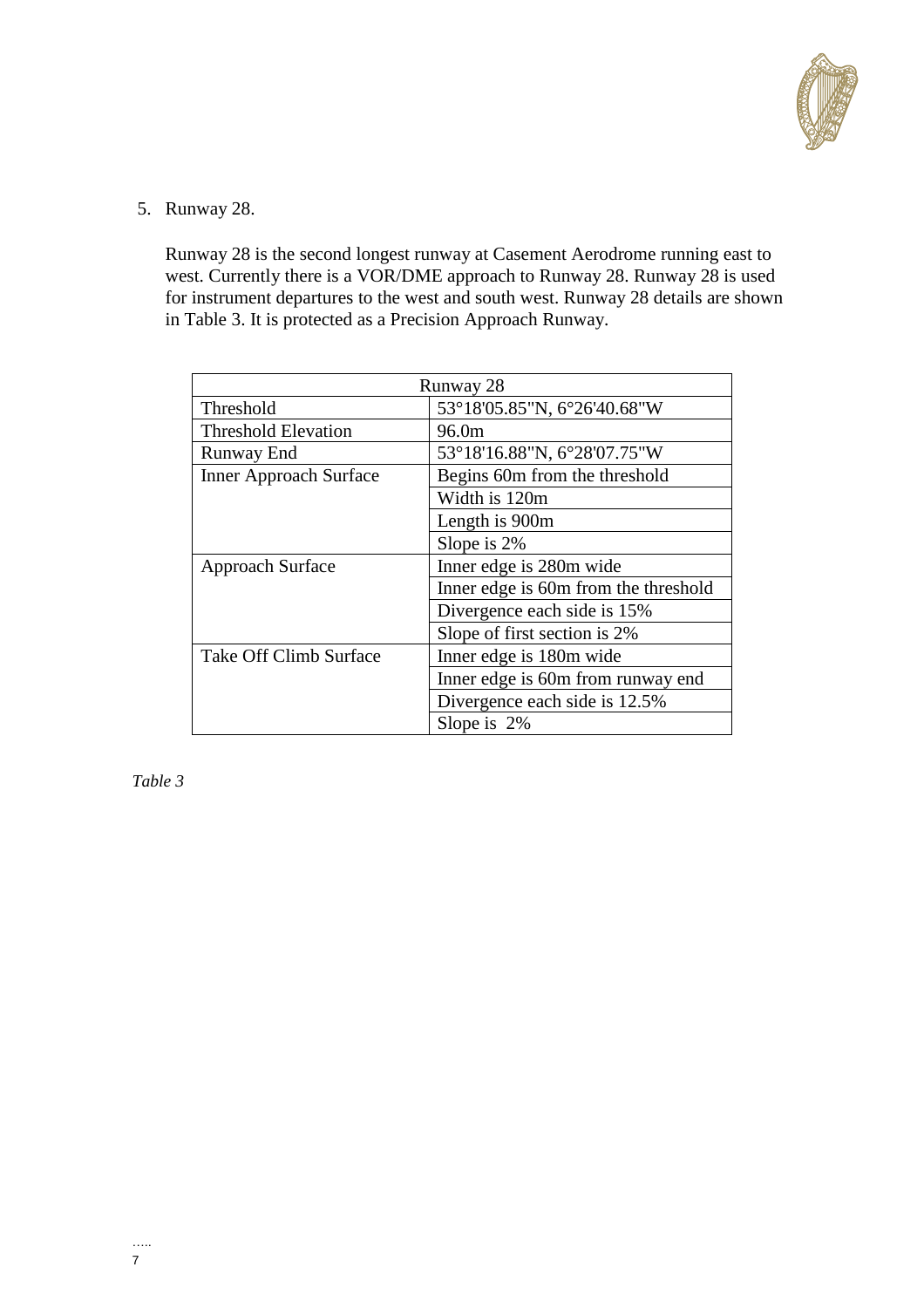5. Runway 28.

   Runway 28 is the second longest runway at Casement Aerodrome running east to west. Currently there is a VOR/DME approach to Runway 28. Runway 28 is used for instrument departures to the west and south west. Runway 28 details are shown in Table 3. It is protected as a Precision Approach Runway.

| Runway 28 | |
|---|---|
| Threshold | 53°18'05.85"N, 6°26'40.68"W |
| Threshold Elevation | 96.0m |
| Runway End | 53°18'16.88"N, 6°28'07.75"W |
| Inner Approach Surface | Begins 60m from the threshold |
| | Width is 120m |
| | Length is 900m |
| | Slope is 2% |
| Approach Surface | Inner edge is 280m wide |
| | Inner edge is 60m from the threshold |
| | Divergence each side is 15% |
| | Slope of first section is 2% |
| Take Off Climb Surface | Inner edge is 180m wide |
| | Inner edge is 60m from runway end |
| | Divergence each side is 12.5% |
| | Slope is 2% |

*Table 3*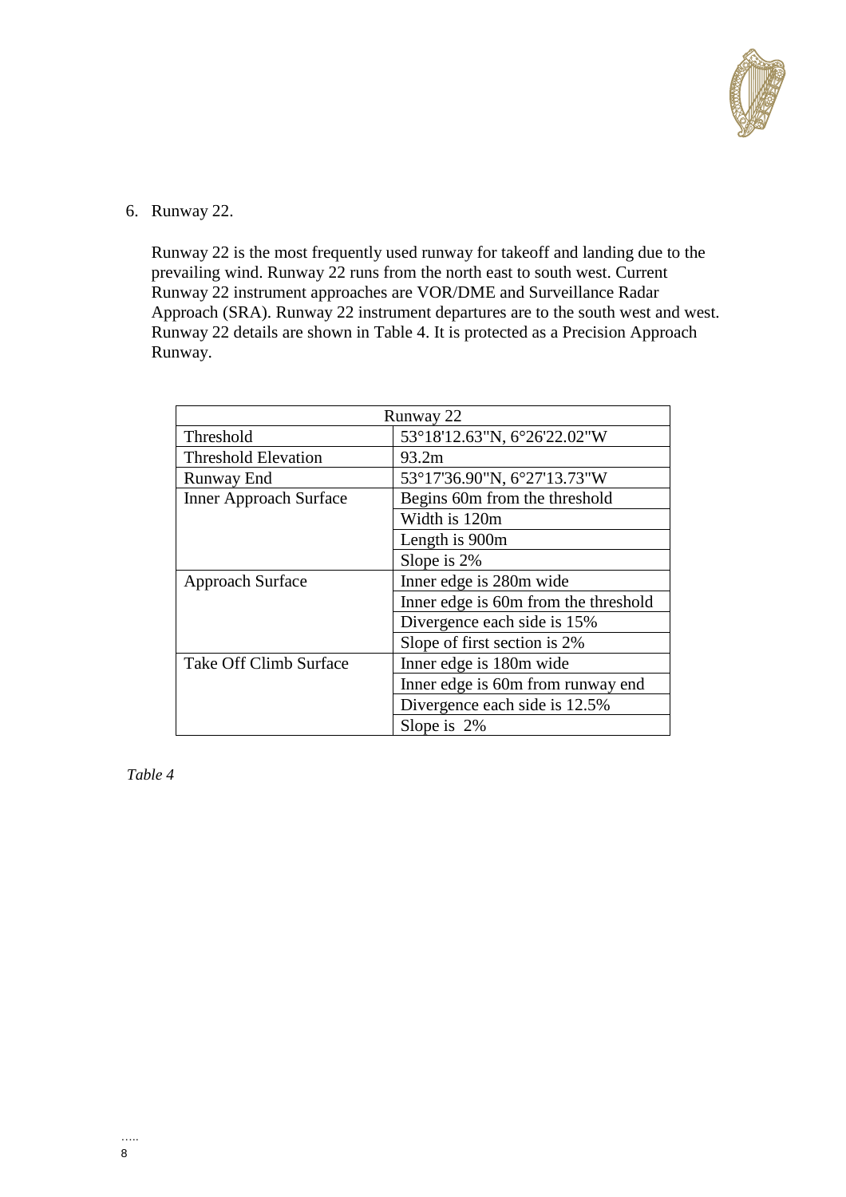6. Runway 22.

   Runway 22 is the most frequently used runway for takeoff and landing due to the prevailing wind. Runway 22 runs from the north east to south west. Current Runway 22 instrument approaches are VOR/DME and Surveillance Radar Approach (SRA). Runway 22 instrument departures are to the south west and west. Runway 22 details are shown in Table 4. It is protected as a Precision Approach Runway.

| Runway 22 | |
|---|---|
| Threshold | 53°18'12.63"N, 6°26'22.02"W |
| Threshold Elevation | 93.2m |
| Runway End | 53°17'36.90"N, 6°27'13.73"W |
| Inner Approach Surface | Begins 60m from the threshold |
| | Width is 120m |
| | Length is 900m |
| | Slope is 2% |
| Approach Surface | Inner edge is 280m wide |
| | Inner edge is 60m from the threshold |
| | Divergence each side is 15% |
| | Slope of first section is 2% |
| Take Off Climb Surface | Inner edge is 180m wide |
| | Inner edge is 60m from runway end |
| | Divergence each side is 12.5% |
| | Slope is 2% |

*Table 4*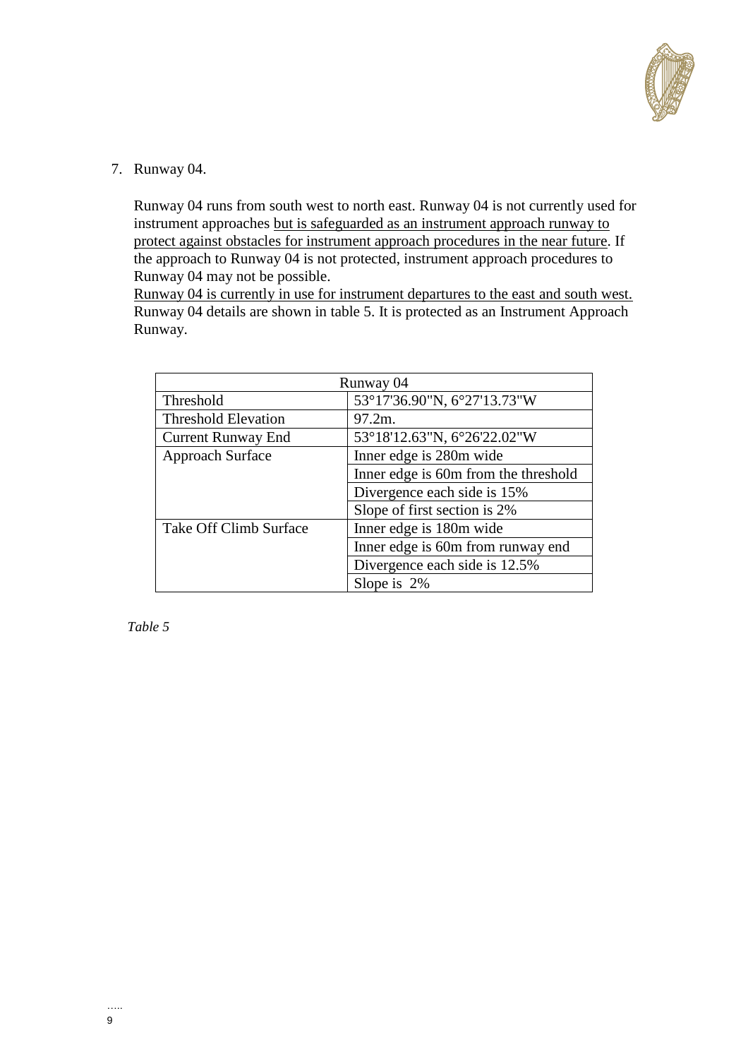7. Runway 04.

   Runway 04 runs from south west to north east. Runway 04 is not currently used for instrument approaches <u>but is safeguarded as an instrument approach runway to protect against obstacles for instrument approach procedures in the near future</u>. If the approach to Runway 04 is not protected, instrument approach procedures to Runway 04 may not be possible.
   <u>Runway 04 is currently in use for instrument departures to the east and south west.</u>
   Runway 04 details are shown in table 5. It is protected as an Instrument Approach Runway.

| Runway 04 | |
|---|---|
| Threshold | 53°17'36.90"N, 6°27'13.73"W |
| Threshold Elevation | 97.2m. |
| Current Runway End | 53°18'12.63"N, 6°26'22.02"W |
| Approach Surface | Inner edge is 280m wide |
| | Inner edge is 60m from the threshold |
| | Divergence each side is 15% |
| | Slope of first section is 2% |
| Take Off Climb Surface | Inner edge is 180m wide |
| | Inner edge is 60m from runway end |
| | Divergence each side is 12.5% |
| | Slope is 2% |

*Table 5*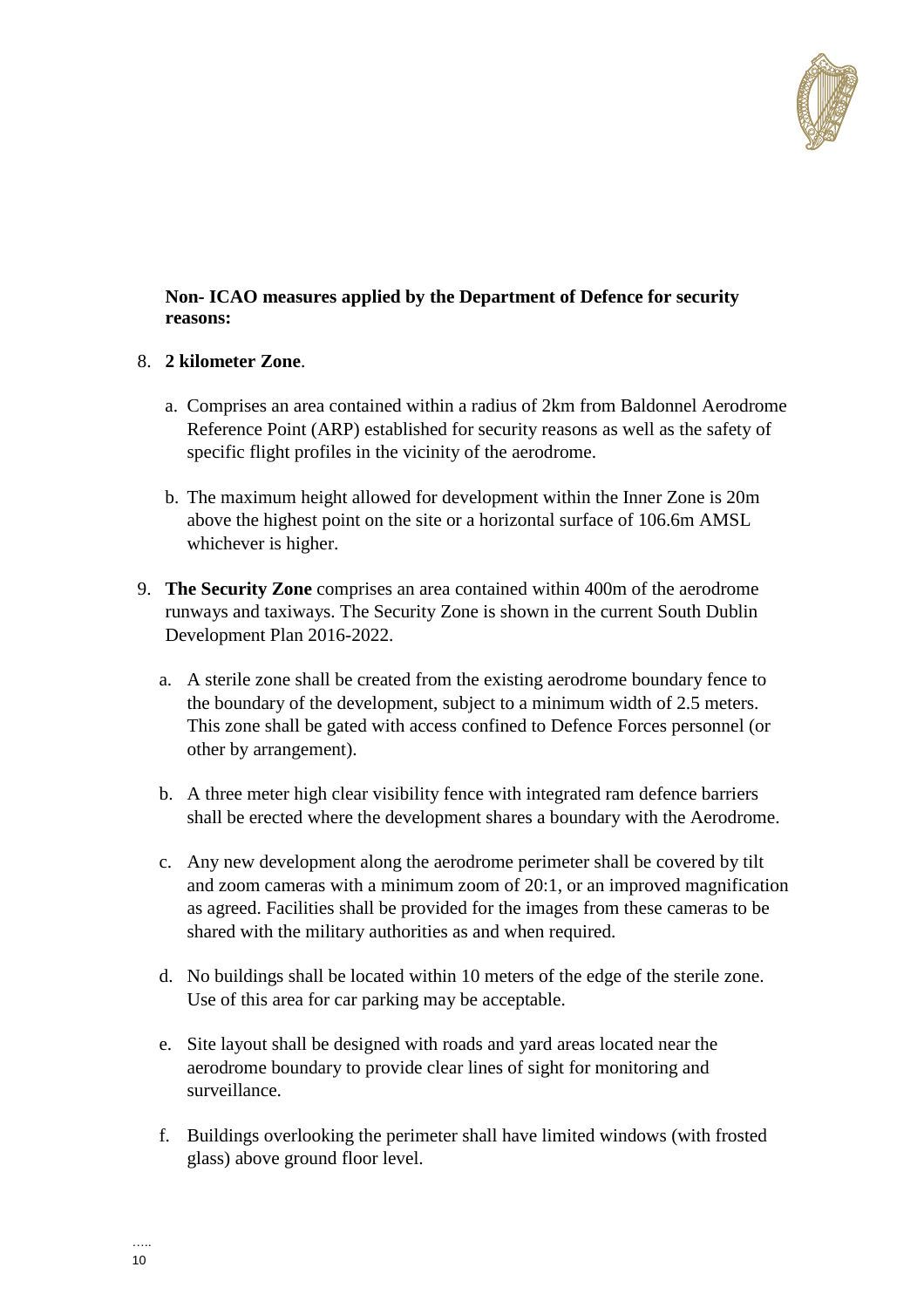**Non- ICAO measures applied by the Department of Defence for security reasons:**

8. **2 kilometer Zone**.

   a. Comprises an area contained within a radius of 2km from Baldonnel Aerodrome Reference Point (ARP) established for security reasons as well as the safety of specific flight profiles in the vicinity of the aerodrome.

   b. The maximum height allowed for development within the Inner Zone is 20m above the highest point on the site or a horizontal surface of 106.6m AMSL whichever is higher.

9. **The Security Zone** comprises an area contained within 400m of the aerodrome runways and taxiways. The Security Zone is shown in the current South Dublin Development Plan 2016-2022.

   a. A sterile zone shall be created from the existing aerodrome boundary fence to the boundary of the development, subject to a minimum width of 2.5 meters. This zone shall be gated with access confined to Defence Forces personnel (or other by arrangement).

   b. A three meter high clear visibility fence with integrated ram defence barriers shall be erected where the development shares a boundary with the Aerodrome.

   c. Any new development along the aerodrome perimeter shall be covered by tilt and zoom cameras with a minimum zoom of 20:1, or an improved magnification as agreed. Facilities shall be provided for the images from these cameras to be shared with the military authorities as and when required.

   d. No buildings shall be located within 10 meters of the edge of the sterile zone. Use of this area for car parking may be acceptable.

   e. Site layout shall be designed with roads and yard areas located near the aerodrome boundary to provide clear lines of sight for monitoring and surveillance.

   f. Buildings overlooking the perimeter shall have limited windows (with frosted glass) above ground floor level.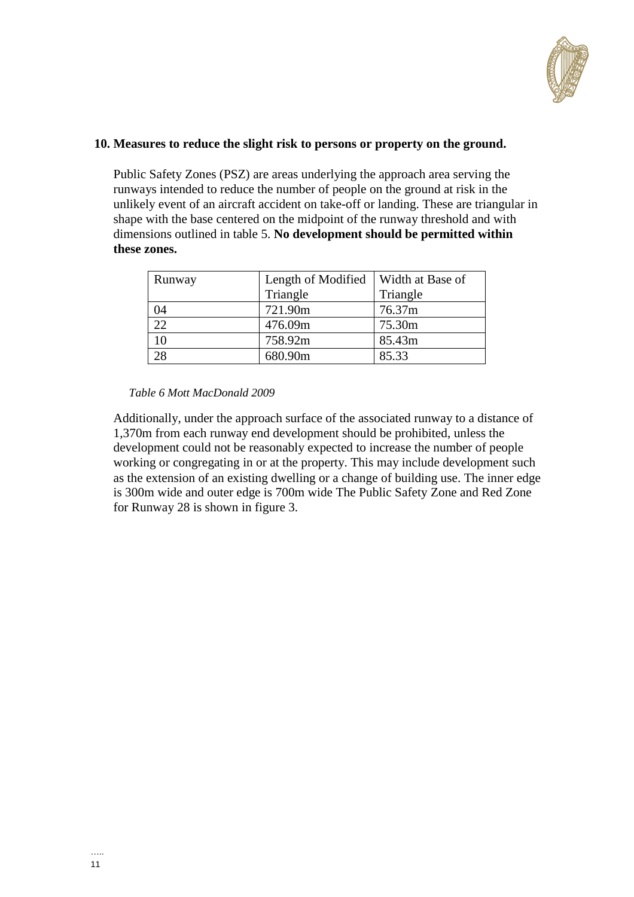## 10. Measures to reduce the slight risk to persons or property on the ground.

Public Safety Zones (PSZ) are areas underlying the approach area serving the runways intended to reduce the number of people on the ground at risk in the unlikely event of an aircraft accident on take-off or landing. These are triangular in shape with the base centered on the midpoint of the runway threshold and with dimensions outlined in table 5. **No development should be permitted within these zones.**

| Runway | Length of Modified Triangle | Width at Base of Triangle |
|---|---|---|
| 04 | 721.90m | 76.37m |
| 22 | 476.09m | 75.30m |
| 10 | 758.92m | 85.43m |
| 28 | 680.90m | 85.33 |

*Table 6 Mott MacDonald 2009*

Additionally, under the approach surface of the associated runway to a distance of 1,370m from each runway end development should be prohibited, unless the development could not be reasonably expected to increase the number of people working or congregating in or at the property. This may include development such as the extension of an existing dwelling or a change of building use. The inner edge is 300m wide and outer edge is 700m wide The Public Safety Zone and Red Zone for Runway 28 is shown in figure 3.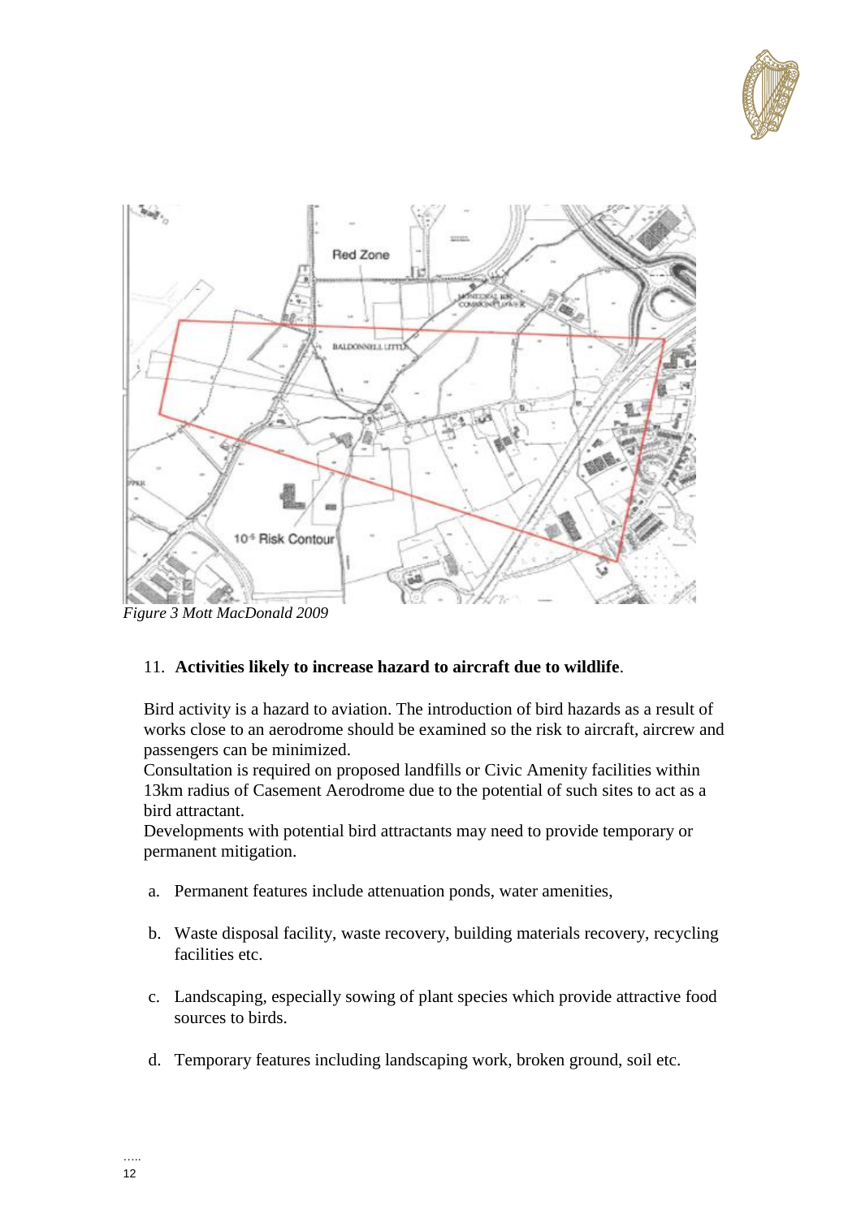*Figure 3 Mott MacDonald 2009*

11. **Activities likely to increase hazard to aircraft due to wildlife**.

Bird activity is a hazard to aviation. The introduction of bird hazards as a result of works close to an aerodrome should be examined so the risk to aircraft, aircrew and passengers can be minimized.
Consultation is required on proposed landfills or Civic Amenity facilities within 13km radius of Casement Aerodrome due to the potential of such sites to act as a bird attractant.
Developments with potential bird attractants may need to provide temporary or permanent mitigation.

a. Permanent features include attenuation ponds, water amenities,

b. Waste disposal facility, waste recovery, building materials recovery, recycling facilities etc.

c. Landscaping, especially sowing of plant species which provide attractive food sources to birds.

d. Temporary features including landscaping work, broken ground, soil etc.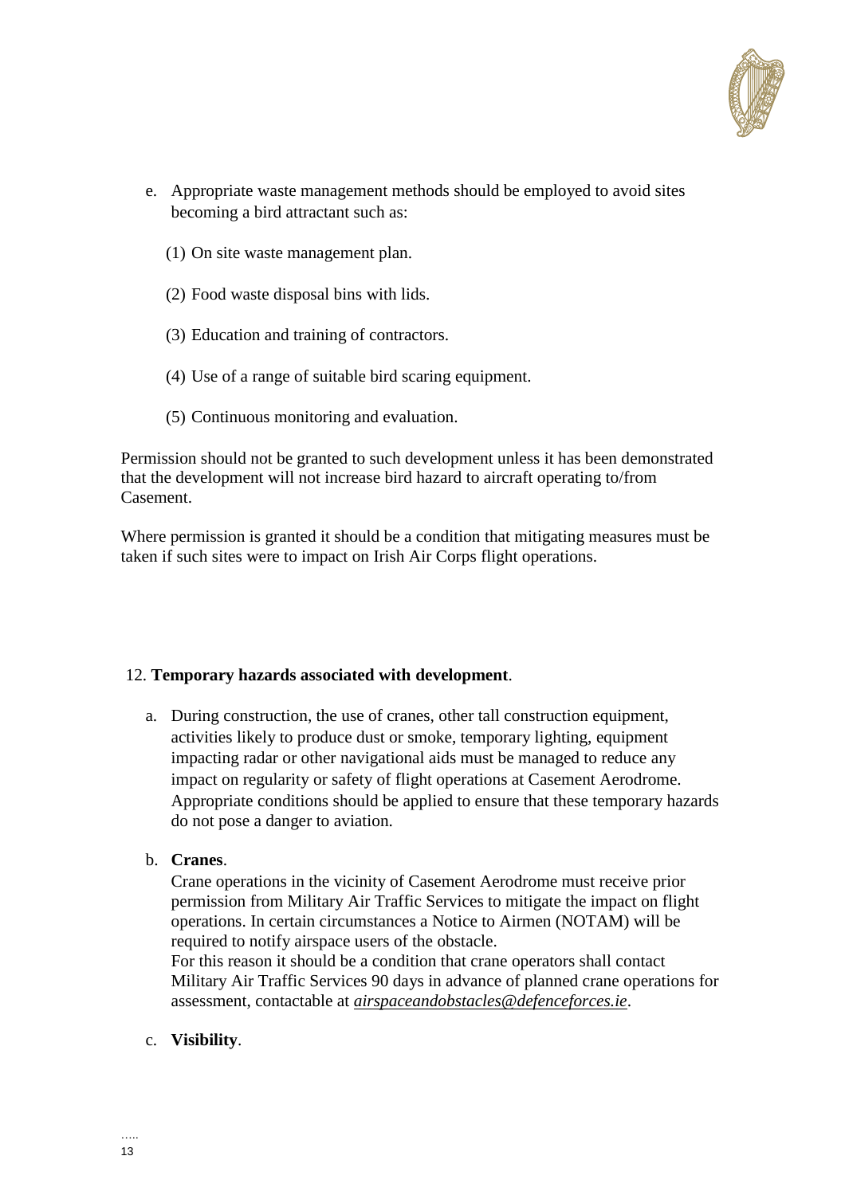e. Appropriate waste management methods should be employed to avoid sites becoming a bird attractant such as:

   (1) On site waste management plan.

   (2) Food waste disposal bins with lids.

   (3) Education and training of contractors.

   (4) Use of a range of suitable bird scaring equipment.

   (5) Continuous monitoring and evaluation.

Permission should not be granted to such development unless it has been demonstrated that the development will not increase bird hazard to aircraft operating to/from Casement.

Where permission is granted it should be a condition that mitigating measures must be taken if such sites were to impact on Irish Air Corps flight operations.

12. **Temporary hazards associated with development**.

a. During construction, the use of cranes, other tall construction equipment, activities likely to produce dust or smoke, temporary lighting, equipment impacting radar or other navigational aids must be managed to reduce any impact on regularity or safety of flight operations at Casement Aerodrome. Appropriate conditions should be applied to ensure that these temporary hazards do not pose a danger to aviation.

b. **Cranes**.
   Crane operations in the vicinity of Casement Aerodrome must receive prior permission from Military Air Traffic Services to mitigate the impact on flight operations. In certain circumstances a Notice to Airmen (NOTAM) will be required to notify airspace users of the obstacle.
   For this reason it should be a condition that crane operators shall contact Military Air Traffic Services 90 days in advance of planned crane operations for assessment, contactable at *airspaceandobstacles@defenceforces.ie*.

c. **Visibility**.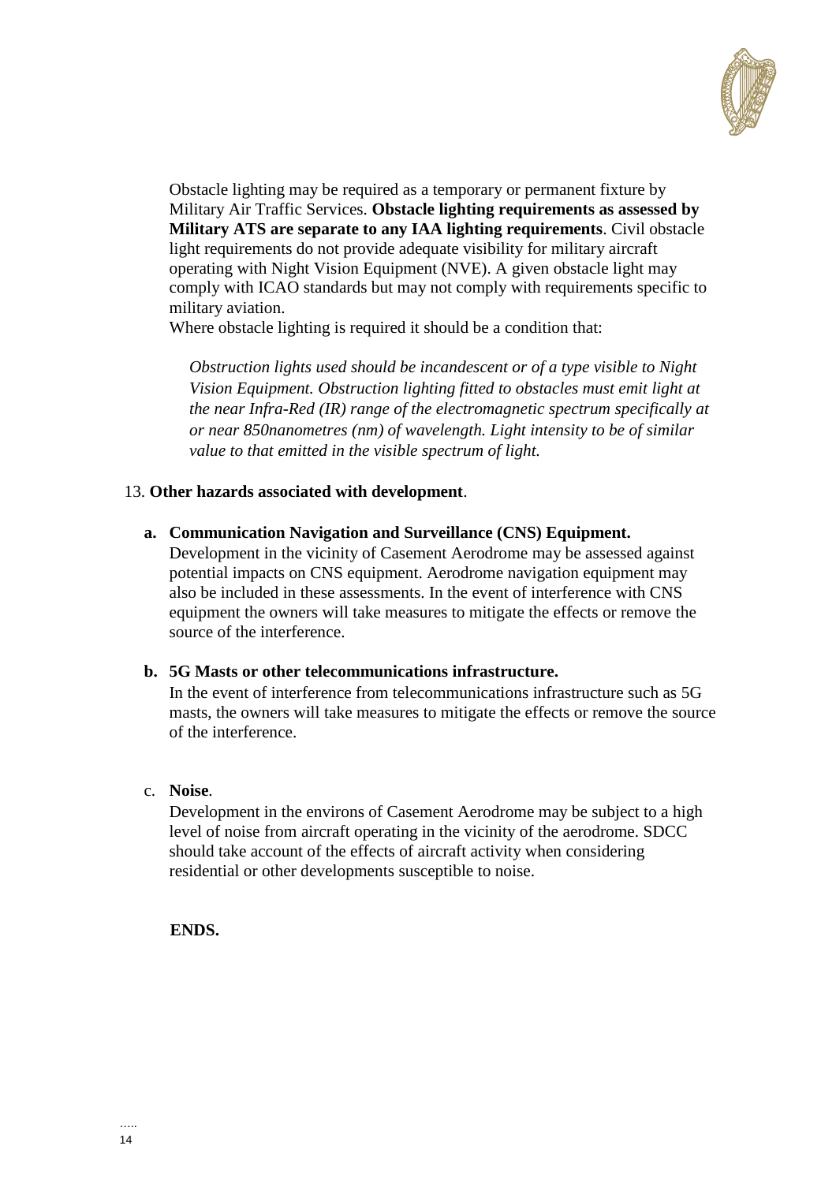Obstacle lighting may be required as a temporary or permanent fixture by Military Air Traffic Services. **Obstacle lighting requirements as assessed by Military ATS are separate to any IAA lighting requirements**. Civil obstacle light requirements do not provide adequate visibility for military aircraft operating with Night Vision Equipment (NVE). A given obstacle light may comply with ICAO standards but may not comply with requirements specific to military aviation.

Where obstacle lighting is required it should be a condition that:

> *Obstruction lights used should be incandescent or of a type visible to Night Vision Equipment. Obstruction lighting fitted to obstacles must emit light at the near Infra-Red (IR) range of the electromagnetic spectrum specifically at or near 850nanometres (nm) of wavelength. Light intensity to be of similar value to that emitted in the visible spectrum of light.*

13. **Other hazards associated with development**.

**a. Communication Navigation and Surveillance (CNS) Equipment.**

Development in the vicinity of Casement Aerodrome may be assessed against potential impacts on CNS equipment. Aerodrome navigation equipment may also be included in these assessments. In the event of interference with CNS equipment the owners will take measures to mitigate the effects or remove the source of the interference.

**b. 5G Masts or other telecommunications infrastructure.**

In the event of interference from telecommunications infrastructure such as 5G masts, the owners will take measures to mitigate the effects or remove the source of the interference.

c. **Noise**.

Development in the environs of Casement Aerodrome may be subject to a high level of noise from aircraft operating in the vicinity of the aerodrome. SDCC should take account of the effects of aircraft activity when considering residential or other developments susceptible to noise.

**ENDS.**